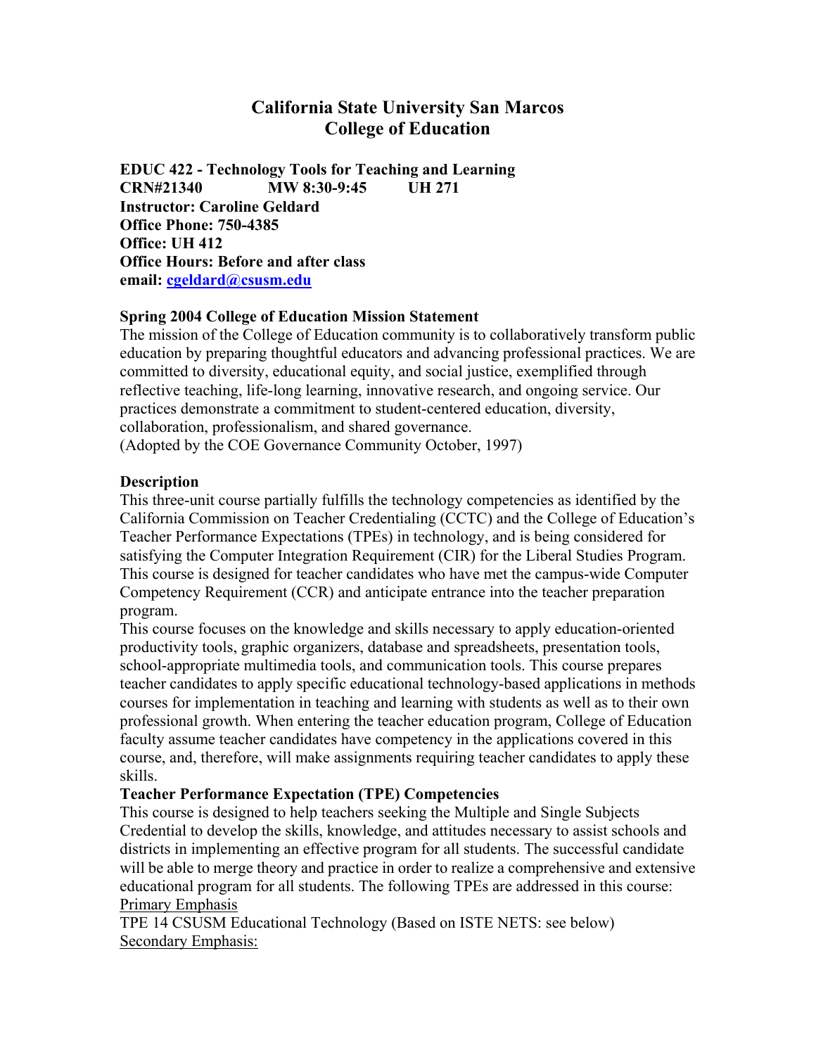# California State University San Marcos
# College of Education

**EDUC 422 - Technology Tools for Teaching and Learning**
**CRN#21340 MW 8:30-9:45 UH 271**
**Instructor: Caroline Geldard**
**Office Phone: 750-4385**
**Office: UH 412**
**Office Hours: Before and after class**
**email: cgeldard@csusm.edu**

### Spring 2004 College of Education Mission Statement

The mission of the College of Education community is to collaboratively transform public education by preparing thoughtful educators and advancing professional practices. We are committed to diversity, educational equity, and social justice, exemplified through reflective teaching, life-long learning, innovative research, and ongoing service. Our practices demonstrate a commitment to student-centered education, diversity, collaboration, professionalism, and shared governance.
(Adopted by the COE Governance Community October, 1997)

### Description

This three-unit course partially fulfills the technology competencies as identified by the California Commission on Teacher Credentialing (CCTC) and the College of Education's Teacher Performance Expectations (TPEs) in technology, and is being considered for satisfying the Computer Integration Requirement (CIR) for the Liberal Studies Program. This course is designed for teacher candidates who have met the campus-wide Computer Competency Requirement (CCR) and anticipate entrance into the teacher preparation program.

This course focuses on the knowledge and skills necessary to apply education-oriented productivity tools, graphic organizers, database and spreadsheets, presentation tools, school-appropriate multimedia tools, and communication tools. This course prepares teacher candidates to apply specific educational technology-based applications in methods courses for implementation in teaching and learning with students as well as to their own professional growth. When entering the teacher education program, College of Education faculty assume teacher candidates have competency in the applications covered in this course, and, therefore, will make assignments requiring teacher candidates to apply these skills.

### Teacher Performance Expectation (TPE) Competencies

This course is designed to help teachers seeking the Multiple and Single Subjects Credential to develop the skills, knowledge, and attitudes necessary to assist schools and districts in implementing an effective program for all students. The successful candidate will be able to merge theory and practice in order to realize a comprehensive and extensive educational program for all students. The following TPEs are addressed in this course:

Primary Emphasis

TPE 14 CSUSM Educational Technology (Based on ISTE NETS: see below)

Secondary Emphasis: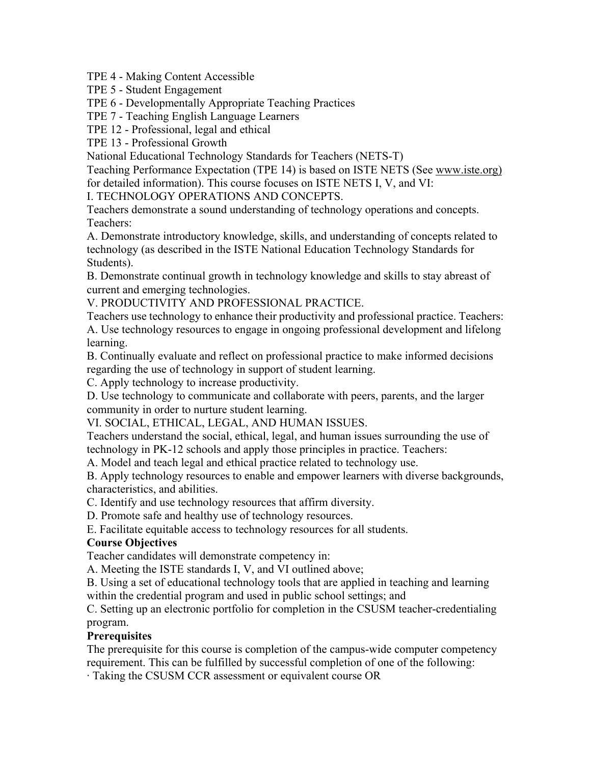TPE 4 - Making Content Accessible
TPE 5 - Student Engagement
TPE 6 - Developmentally Appropriate Teaching Practices
TPE 7 - Teaching English Language Learners
TPE 12 - Professional, legal and ethical
TPE 13 - Professional Growth

National Educational Technology Standards for Teachers (NETS-T)

Teaching Performance Expectation (TPE 14) is based on ISTE NETS (See www.iste.org) for detailed information). This course focuses on ISTE NETS I, V, and VI:

I. TECHNOLOGY OPERATIONS AND CONCEPTS.

Teachers demonstrate a sound understanding of technology operations and concepts. Teachers:

A. Demonstrate introductory knowledge, skills, and understanding of concepts related to technology (as described in the ISTE National Education Technology Standards for Students).

B. Demonstrate continual growth in technology knowledge and skills to stay abreast of current and emerging technologies.

V. PRODUCTIVITY AND PROFESSIONAL PRACTICE.

Teachers use technology to enhance their productivity and professional practice. Teachers:

A. Use technology resources to engage in ongoing professional development and lifelong learning.

B. Continually evaluate and reflect on professional practice to make informed decisions regarding the use of technology in support of student learning.

C. Apply technology to increase productivity.

D. Use technology to communicate and collaborate with peers, parents, and the larger community in order to nurture student learning.

VI. SOCIAL, ETHICAL, LEGAL, AND HUMAN ISSUES.

Teachers understand the social, ethical, legal, and human issues surrounding the use of technology in PK-12 schools and apply those principles in practice. Teachers:

A. Model and teach legal and ethical practice related to technology use.

B. Apply technology resources to enable and empower learners with diverse backgrounds, characteristics, and abilities.

C. Identify and use technology resources that affirm diversity.

D. Promote safe and healthy use of technology resources.

E. Facilitate equitable access to technology resources for all students.

**Course Objectives**

Teacher candidates will demonstrate competency in:

A. Meeting the ISTE standards I, V, and VI outlined above;

B. Using a set of educational technology tools that are applied in teaching and learning within the credential program and used in public school settings; and

C. Setting up an electronic portfolio for completion in the CSUSM teacher-credentialing program.

**Prerequisites**

The prerequisite for this course is completion of the campus-wide computer competency requirement. This can be fulfilled by successful completion of one of the following:

· Taking the CSUSM CCR assessment or equivalent course OR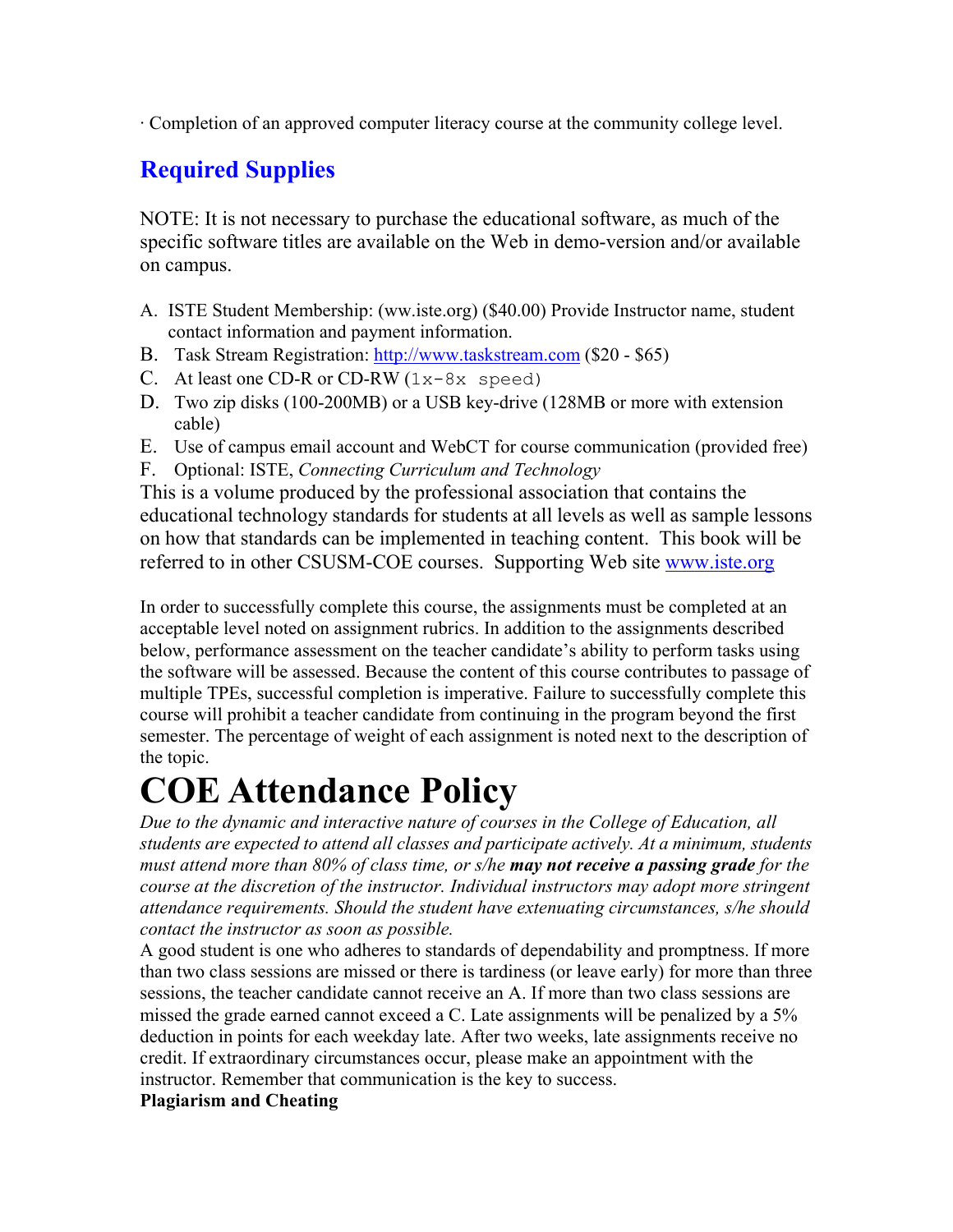· Completion of an approved computer literacy course at the community college level.

## Required Supplies

NOTE: It is not necessary to purchase the educational software, as much of the specific software titles are available on the Web in demo-version and/or available on campus.

A. ISTE Student Membership: (ww.iste.org) ($40.00) Provide Instructor name, student contact information and payment information.
B. Task Stream Registration: http://www.taskstream.com ($20 - $65)
C. At least one CD-R or CD-RW (1x-8x speed)
D. Two zip disks (100-200MB) or a USB key-drive (128MB or more with extension cable)
E. Use of campus email account and WebCT for course communication (provided free)
F. Optional: ISTE, *Connecting Curriculum and Technology*

This is a volume produced by the professional association that contains the educational technology standards for students at all levels as well as sample lessons on how that standards can be implemented in teaching content. This book will be referred to in other CSUSM-COE courses. Supporting Web site www.iste.org

In order to successfully complete this course, the assignments must be completed at an acceptable level noted on assignment rubrics. In addition to the assignments described below, performance assessment on the teacher candidate's ability to perform tasks using the software will be assessed. Because the content of this course contributes to passage of multiple TPEs, successful completion is imperative. Failure to successfully complete this course will prohibit a teacher candidate from continuing in the program beyond the first semester. The percentage of weight of each assignment is noted next to the description of the topic.

# COE Attendance Policy

*Due to the dynamic and interactive nature of courses in the College of Education, all students are expected to attend all classes and participate actively. At a minimum, students must attend more than 80% of class time, or s/he* ***may not receive a passing grade*** *for the course at the discretion of the instructor. Individual instructors may adopt more stringent attendance requirements. Should the student have extenuating circumstances, s/he should contact the instructor as soon as possible.*

A good student is one who adheres to standards of dependability and promptness. If more than two class sessions are missed or there is tardiness (or leave early) for more than three sessions, the teacher candidate cannot receive an A. If more than two class sessions are missed the grade earned cannot exceed a C. Late assignments will be penalized by a 5% deduction in points for each weekday late. After two weeks, late assignments receive no credit. If extraordinary circumstances occur, please make an appointment with the instructor. Remember that communication is the key to success.

**Plagiarism and Cheating**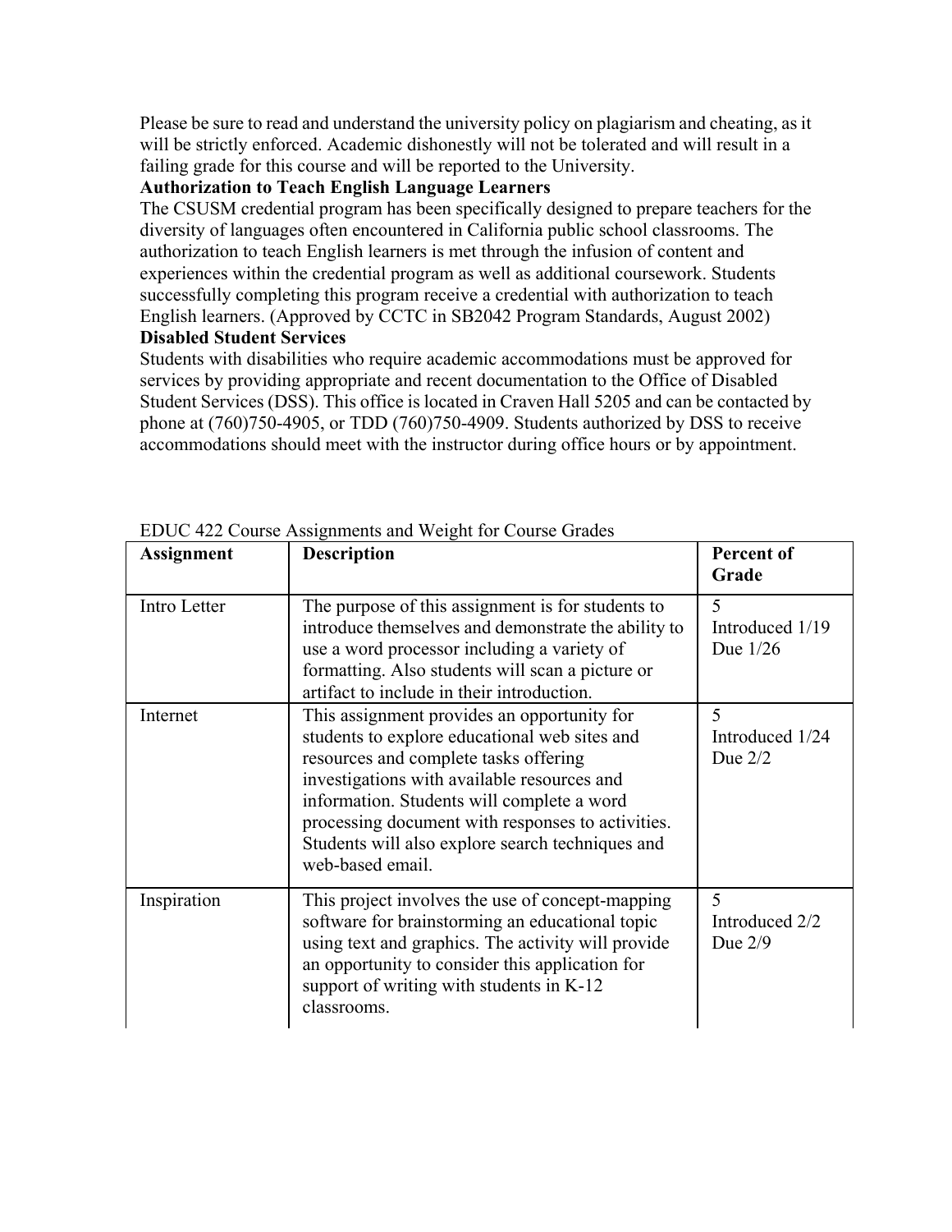Please be sure to read and understand the university policy on plagiarism and cheating, as it will be strictly enforced. Academic dishonestly will not be tolerated and will result in a failing grade for this course and will be reported to the University.

**Authorization to Teach English Language Learners**

The CSUSM credential program has been specifically designed to prepare teachers for the diversity of languages often encountered in California public school classrooms. The authorization to teach English learners is met through the infusion of content and experiences within the credential program as well as additional coursework. Students successfully completing this program receive a credential with authorization to teach English learners. (Approved by CCTC in SB2042 Program Standards, August 2002)

**Disabled Student Services**

Students with disabilities who require academic accommodations must be approved for services by providing appropriate and recent documentation to the Office of Disabled Student Services (DSS). This office is located in Craven Hall 5205 and can be contacted by phone at (760)750-4905, or TDD (760)750-4909. Students authorized by DSS to receive accommodations should meet with the instructor during office hours or by appointment.

EDUC 422 Course Assignments and Weight for Course Grades

| **Assignment** | **Description** | **Percent of Grade** |
| --- | --- | --- |
| Intro Letter | The purpose of this assignment is for students to introduce themselves and demonstrate the ability to use a word processor including a variety of formatting. Also students will scan a picture or artifact to include in their introduction. | 5<br>Introduced 1/19<br>Due 1/26 |
| Internet | This assignment provides an opportunity for students to explore educational web sites and resources and complete tasks offering investigations with available resources and information. Students will complete a word processing document with responses to activities. Students will also explore search techniques and web-based email. | 5<br>Introduced 1/24<br>Due 2/2 |
| Inspiration | This project involves the use of concept-mapping software for brainstorming an educational topic using text and graphics. The activity will provide an opportunity to consider this application for support of writing with students in K-12 classrooms. | 5<br>Introduced 2/2<br>Due 2/9 |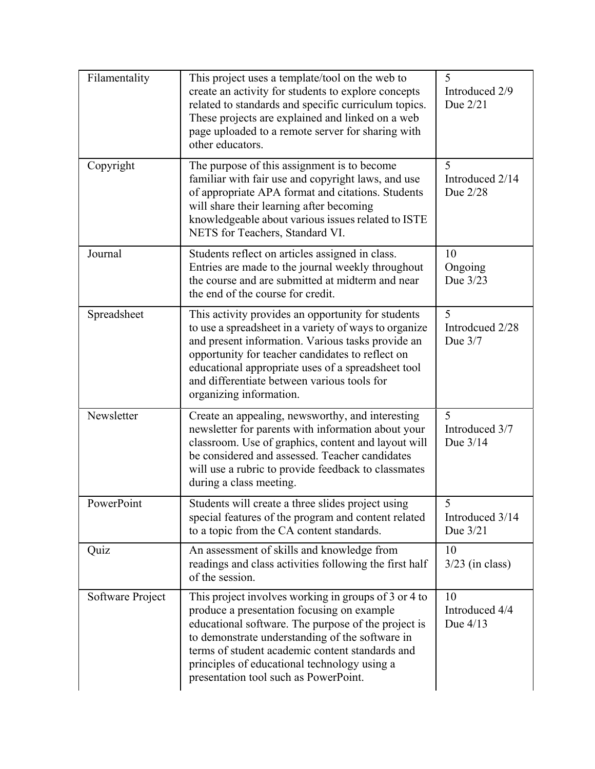| Filamentality | This project uses a template/tool on the web to create an activity for students to explore concepts related to standards and specific curriculum topics. These projects are explained and linked on a web page uploaded to a remote server for sharing with other educators. | 5<br>Introduced 2/9<br>Due 2/21 |
|---|---|---|
| Copyright | The purpose of this assignment is to become familiar with fair use and copyright laws, and use of appropriate APA format and citations. Students will share their learning after becoming knowledgeable about various issues related to ISTE NETS for Teachers, Standard VI. | 5<br>Introduced 2/14<br>Due 2/28 |
| Journal | Students reflect on articles assigned in class. Entries are made to the journal weekly throughout the course and are submitted at midterm and near the end of the course for credit. | 10<br>Ongoing<br>Due 3/23 |
| Spreadsheet | This activity provides an opportunity for students to use a spreadsheet in a variety of ways to organize and present information. Various tasks provide an opportunity for teacher candidates to reflect on educational appropriate uses of a spreadsheet tool and differentiate between various tools for organizing information. | 5<br>Introdcued 2/28<br>Due 3/7 |
| Newsletter | Create an appealing, newsworthy, and interesting newsletter for parents with information about your classroom. Use of graphics, content and layout will be considered and assessed. Teacher candidates will use a rubric to provide feedback to classmates during a class meeting. | 5<br>Introduced 3/7<br>Due 3/14 |
| PowerPoint | Students will create a three slides project using special features of the program and content related to a topic from the CA content standards. | 5<br>Introduced 3/14<br>Due 3/21 |
| Quiz | An assessment of skills and knowledge from readings and class activities following the first half of the session. | 10<br>3/23 (in class) |
| Software Project | This project involves working in groups of 3 or 4 to produce a presentation focusing on example educational software. The purpose of the project is to demonstrate understanding of the software in terms of student academic content standards and principles of educational technology using a presentation tool such as PowerPoint. | 10<br>Introduced 4/4<br>Due 4/13 |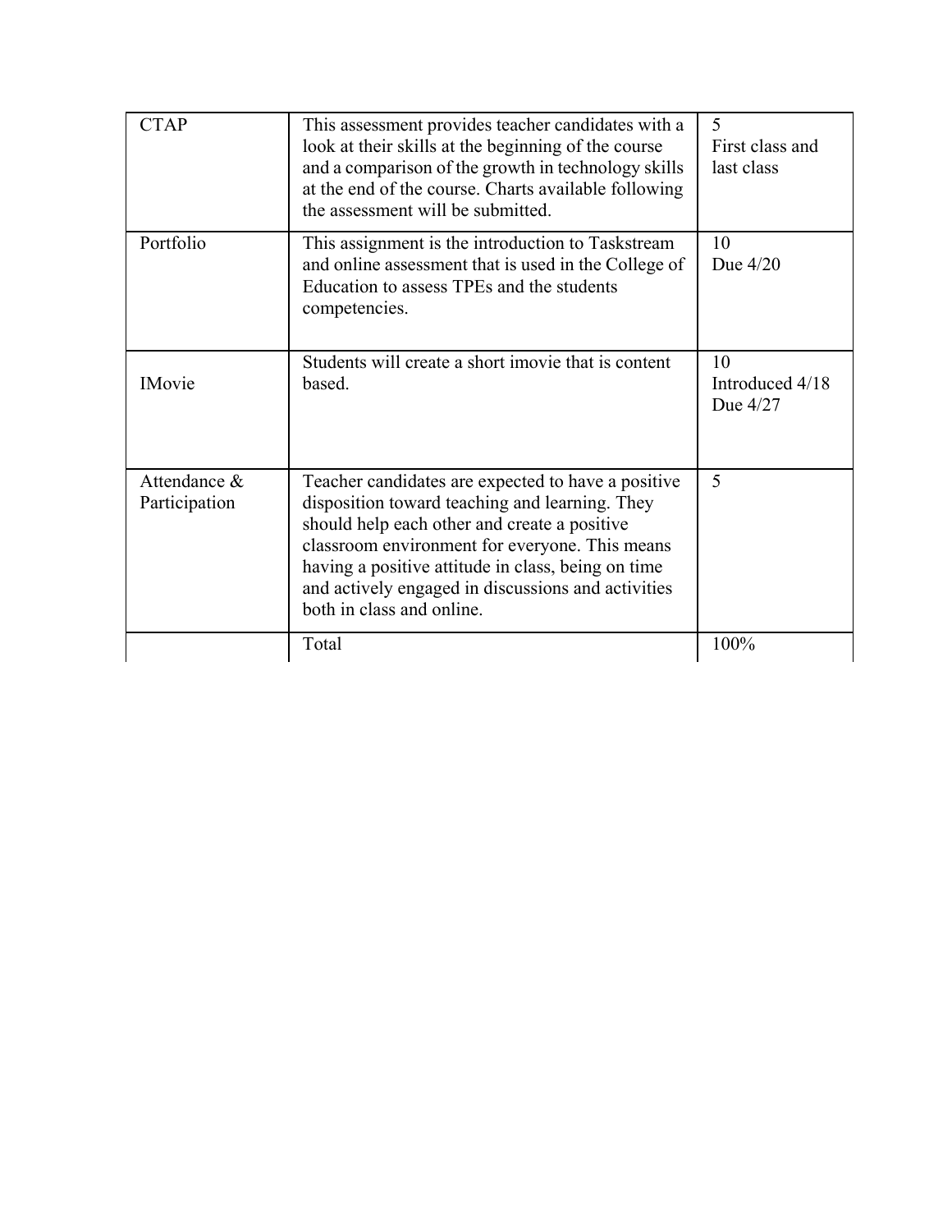| | | |
|---|---|---|
| CTAP | This assessment provides teacher candidates with a look at their skills at the beginning of the course and a comparison of the growth in technology skills at the end of the course. Charts available following the assessment will be submitted. | 5<br>First class and last class |
| Portfolio | This assignment is the introduction to Taskstream and online assessment that is used in the College of Education to assess TPEs and the students competencies. | 10<br>Due 4/20 |
| IMovie | Students will create a short imovie that is content based. | 10<br>Introduced 4/18<br>Due 4/27 |
| Attendance & Participation | Teacher candidates are expected to have a positive disposition toward teaching and learning. They should help each other and create a positive classroom environment for everyone. This means having a positive attitude in class, being on time and actively engaged in discussions and activities both in class and online. | 5 |
| | Total | 100% |